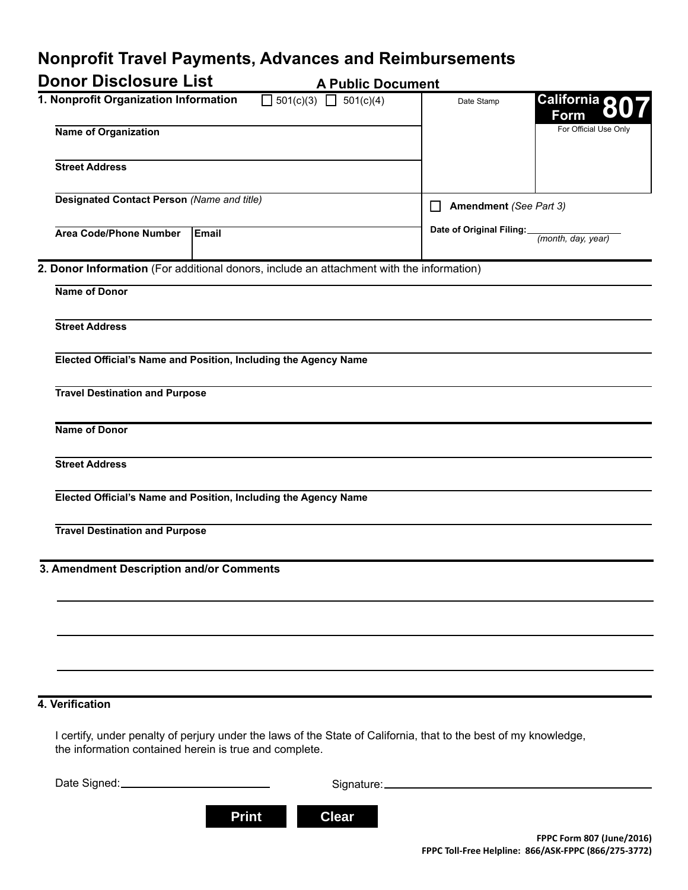# Nonprofit Travel Payments, Advances and Reimbursements

## Donor Disclosure List

**A Public Document**

**California Form 807**

For Official Use Only

Date Stamp

### 1. Nonprofit Organization Information

☐ 501(c)(3) ☐ 501(c)(4)

**Name of Organization**

**Street Address**

**Designated Contact Person** *(Name and title)*

**Area Code/Phone Number** | **Email**

☐ **Amendment** *(See Part 3)*

**Date of Original Filing:** ______________ *(month, day, year)*

### 2. Donor Information (For additional donors, include an attachment with the information)

**Name of Donor**

**Street Address**

**Elected Official's Name and Position, Including the Agency Name**

**Travel Destination and Purpose**

**Name of Donor**

**Street Address**

**Elected Official's Name and Position, Including the Agency Name**

**Travel Destination and Purpose**

### 3. Amendment Description and/or Comments

### 4. Verification

I certify, under penalty of perjury under the laws of the State of California, that to the best of my knowledge, the information contained herein is true and complete.

Date Signed: ______________________ Signature: ______________________________

**FPPC Form 807 (June/2016)**
**FPPC Toll-Free Helpline: 866/ASK-FPPC (866/275-3772)**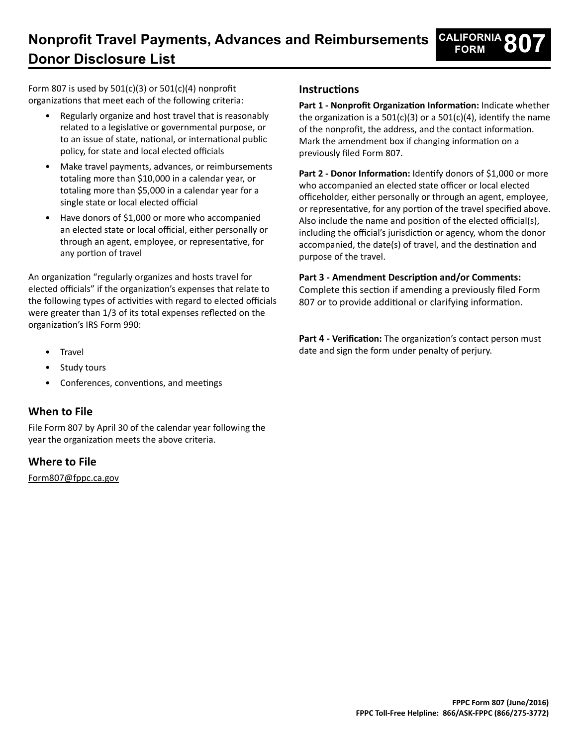# Nonprofit Travel Payments, Advances and Reimbursements Donor Disclosure List

**CALIFORNIA FORM 807**

Form 807 is used by 501(c)(3) or 501(c)(4) nonprofit organizations that meet each of the following criteria:

- Regularly organize and host travel that is reasonably related to a legislative or governmental purpose, or to an issue of state, national, or international public policy, for state and local elected officials
- Make travel payments, advances, or reimbursements totaling more than $10,000 in a calendar year, or totaling more than $5,000 in a calendar year for a single state or local elected official
- Have donors of $1,000 or more who accompanied an elected state or local official, either personally or through an agent, employee, or representative, for any portion of travel

An organization "regularly organizes and hosts travel for elected officials" if the organization's expenses that relate to the following types of activities with regard to elected officials were greater than 1/3 of its total expenses reflected on the organization's IRS Form 990:

- Travel
- Study tours
- Conferences, conventions, and meetings

## When to File

File Form 807 by April 30 of the calendar year following the year the organization meets the above criteria.

## Where to File

Form807@fppc.ca.gov

## Instructions

**Part 1 - Nonprofit Organization Information:** Indicate whether the organization is a 501(c)(3) or a 501(c)(4), identify the name of the nonprofit, the address, and the contact information. Mark the amendment box if changing information on a previously filed Form 807.

**Part 2 - Donor Information:** Identify donors of $1,000 or more who accompanied an elected state officer or local elected officeholder, either personally or through an agent, employee, or representative, for any portion of the travel specified above. Also include the name and position of the elected official(s), including the official's jurisdiction or agency, whom the donor accompanied, the date(s) of travel, and the destination and purpose of the travel.

**Part 3 - Amendment Description and/or Comments:** Complete this section if amending a previously filed Form 807 or to provide additional or clarifying information.

**Part 4 - Verification:** The organization's contact person must date and sign the form under penalty of perjury.

**FPPC Form 807 (June/2016)**
**FPPC Toll-Free Helpline: 866/ASK-FPPC (866/275-3772)**